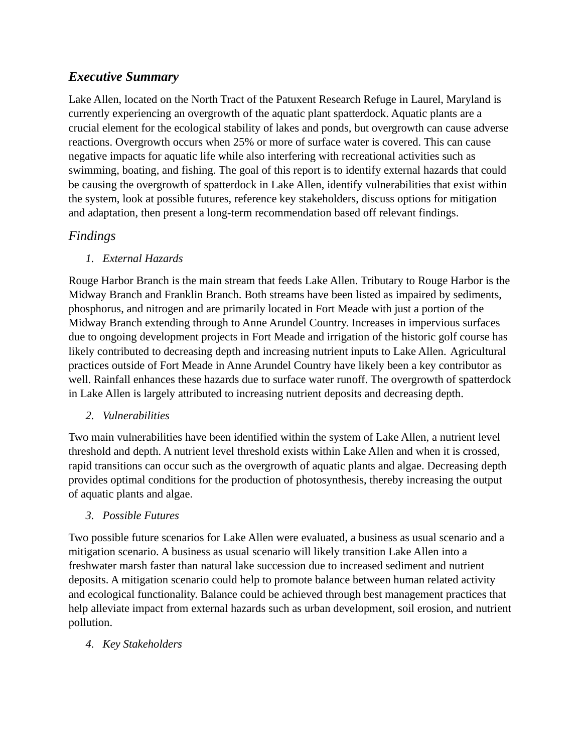## *Executive Summary*

Lake Allen, located on the North Tract of the Patuxent Research Refuge in Laurel, Maryland is currently experiencing an overgrowth of the aquatic plant spatterdock. Aquatic plants are a crucial element for the ecological stability of lakes and ponds, but overgrowth can cause adverse reactions. Overgrowth occurs when 25% or more of surface water is covered. This can cause negative impacts for aquatic life while also interfering with recreational activities such as swimming, boating, and fishing. The goal of this report is to identify external hazards that could be causing the overgrowth of spatterdock in Lake Allen, identify vulnerabilities that exist within the system, look at possible futures, reference key stakeholders, discuss options for mitigation and adaptation, then present a long-term recommendation based off relevant findings.

## *Findings*

1. *External Hazards*

Rouge Harbor Branch is the main stream that feeds Lake Allen. Tributary to Rouge Harbor is the Midway Branch and Franklin Branch. Both streams have been listed as impaired by sediments, phosphorus, and nitrogen and are primarily located in Fort Meade with just a portion of the Midway Branch extending through to Anne Arundel Country. Increases in impervious surfaces due to ongoing development projects in Fort Meade and irrigation of the historic golf course has likely contributed to decreasing depth and increasing nutrient inputs to Lake Allen. Agricultural practices outside of Fort Meade in Anne Arundel Country have likely been a key contributor as well. Rainfall enhances these hazards due to surface water runoff. The overgrowth of spatterdock in Lake Allen is largely attributed to increasing nutrient deposits and decreasing depth.

2. *Vulnerabilities*

Two main vulnerabilities have been identified within the system of Lake Allen, a nutrient level threshold and depth. A nutrient level threshold exists within Lake Allen and when it is crossed, rapid transitions can occur such as the overgrowth of aquatic plants and algae. Decreasing depth provides optimal conditions for the production of photosynthesis, thereby increasing the output of aquatic plants and algae.

3. *Possible Futures*

Two possible future scenarios for Lake Allen were evaluated, a business as usual scenario and a mitigation scenario. A business as usual scenario will likely transition Lake Allen into a freshwater marsh faster than natural lake succession due to increased sediment and nutrient deposits. A mitigation scenario could help to promote balance between human related activity and ecological functionality. Balance could be achieved through best management practices that help alleviate impact from external hazards such as urban development, soil erosion, and nutrient pollution.

4. *Key Stakeholders*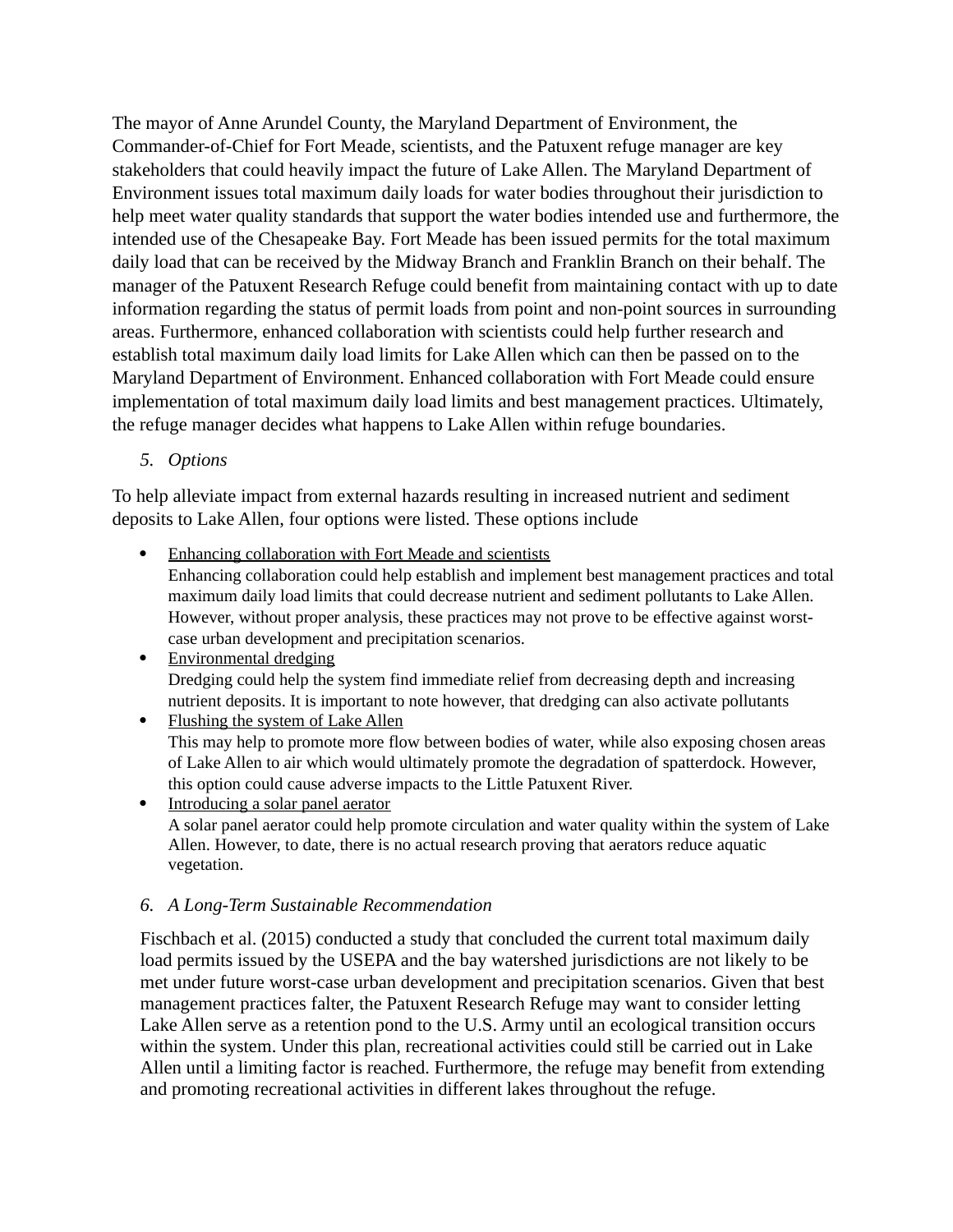The mayor of Anne Arundel County, the Maryland Department of Environment, the Commander-of-Chief for Fort Meade, scientists, and the Patuxent refuge manager are key stakeholders that could heavily impact the future of Lake Allen. The Maryland Department of Environment issues total maximum daily loads for water bodies throughout their jurisdiction to help meet water quality standards that support the water bodies intended use and furthermore, the intended use of the Chesapeake Bay. Fort Meade has been issued permits for the total maximum daily load that can be received by the Midway Branch and Franklin Branch on their behalf. The manager of the Patuxent Research Refuge could benefit from maintaining contact with up to date information regarding the status of permit loads from point and non-point sources in surrounding areas. Furthermore, enhanced collaboration with scientists could help further research and establish total maximum daily load limits for Lake Allen which can then be passed on to the Maryland Department of Environment. Enhanced collaboration with Fort Meade could ensure implementation of total maximum daily load limits and best management practices. Ultimately, the refuge manager decides what happens to Lake Allen within refuge boundaries.

### 5. *Options*

To help alleviate impact from external hazards resulting in increased nutrient and sediment deposits to Lake Allen, four options were listed. These options include

- <u>Enhancing collaboration with Fort Meade and scientists</u>
  Enhancing collaboration could help establish and implement best management practices and total maximum daily load limits that could decrease nutrient and sediment pollutants to Lake Allen. However, without proper analysis, these practices may not prove to be effective against worst-case urban development and precipitation scenarios.
- <u>Environmental dredging</u>
  Dredging could help the system find immediate relief from decreasing depth and increasing nutrient deposits. It is important to note however, that dredging can also activate pollutants
- <u>Flushing the system of Lake Allen</u>
  This may help to promote more flow between bodies of water, while also exposing chosen areas of Lake Allen to air which would ultimately promote the degradation of spatterdock. However, this option could cause adverse impacts to the Little Patuxent River.
- <u>Introducing a solar panel aerator</u>
  A solar panel aerator could help promote circulation and water quality within the system of Lake Allen. However, to date, there is no actual research proving that aerators reduce aquatic vegetation.

### 6. *A Long-Term Sustainable Recommendation*

Fischbach et al. (2015) conducted a study that concluded the current total maximum daily load permits issued by the USEPA and the bay watershed jurisdictions are not likely to be met under future worst-case urban development and precipitation scenarios. Given that best management practices falter, the Patuxent Research Refuge may want to consider letting Lake Allen serve as a retention pond to the U.S. Army until an ecological transition occurs within the system. Under this plan, recreational activities could still be carried out in Lake Allen until a limiting factor is reached. Furthermore, the refuge may benefit from extending and promoting recreational activities in different lakes throughout the refuge.